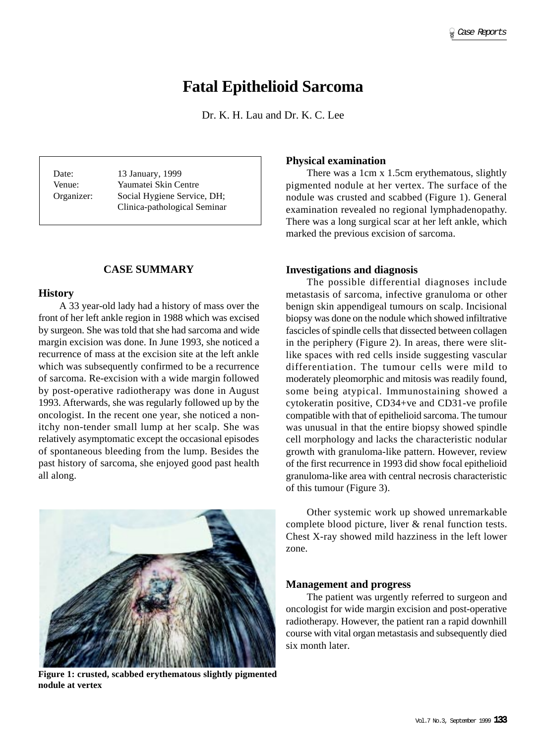# Fatal Epithelioid Sarcoma

Dr. K. H. Lau and Dr. K. C. Lee

| | |
|---|---|
| Date: | 13 January, 1999 |
| Venue: | Yaumatei Skin Centre |
| Organizer: | Social Hygiene Service, DH; Clinica-pathological Seminar |

## CASE SUMMARY

### History

A 33 year-old lady had a history of mass over the front of her left ankle region in 1988 which was excised by surgeon. She was told that she had sarcoma and wide margin excision was done. In June 1993, she noticed a recurrence of mass at the excision site at the left ankle which was subsequently confirmed to be a recurrence of sarcoma. Re-excision with a wide margin followed by post-operative radiotherapy was done in August 1993. Afterwards, she was regularly followed up by the oncologist. In the recent one year, she noticed a non-itchy non-tender small lump at her scalp. She was relatively asymptomatic except the occasional episodes of spontaneous bleeding from the lump. Besides the past history of sarcoma, she enjoyed good past health all along.

**Figure 1: crusted, scabbed erythematous slightly pigmented nodule at vertex**

### Physical examination

There was a 1cm x 1.5cm erythematous, slightly pigmented nodule at her vertex. The surface of the nodule was crusted and scabbed (Figure 1). General examination revealed no regional lymphadenopathy. There was a long surgical scar at her left ankle, which marked the previous excision of sarcoma.

### Investigations and diagnosis

The possible differential diagnoses include metastasis of sarcoma, infective granuloma or other benign skin appendigeal tumours on scalp. Incisional biopsy was done on the nodule which showed infiltrative fascicles of spindle cells that dissected between collagen in the periphery (Figure 2). In areas, there were slit-like spaces with red cells inside suggesting vascular differentiation. The tumour cells were mild to moderately pleomorphic and mitosis was readily found, some being atypical. Immunostaining showed a cytokeratin positive, CD34+ve and CD31-ve profile compatible with that of epithelioid sarcoma. The tumour was unusual in that the entire biopsy showed spindle cell morphology and lacks the characteristic nodular growth with granuloma-like pattern. However, review of the first recurrence in 1993 did show focal epithelioid granuloma-like area with central necrosis characteristic of this tumour (Figure 3).

Other systemic work up showed unremarkable complete blood picture, liver & renal function tests. Chest X-ray showed mild hazziness in the left lower zone.

### Management and progress

The patient was urgently referred to surgeon and oncologist for wide margin excision and post-operative radiotherapy. However, the patient ran a rapid downhill course with vital organ metastasis and subsequently died six month later.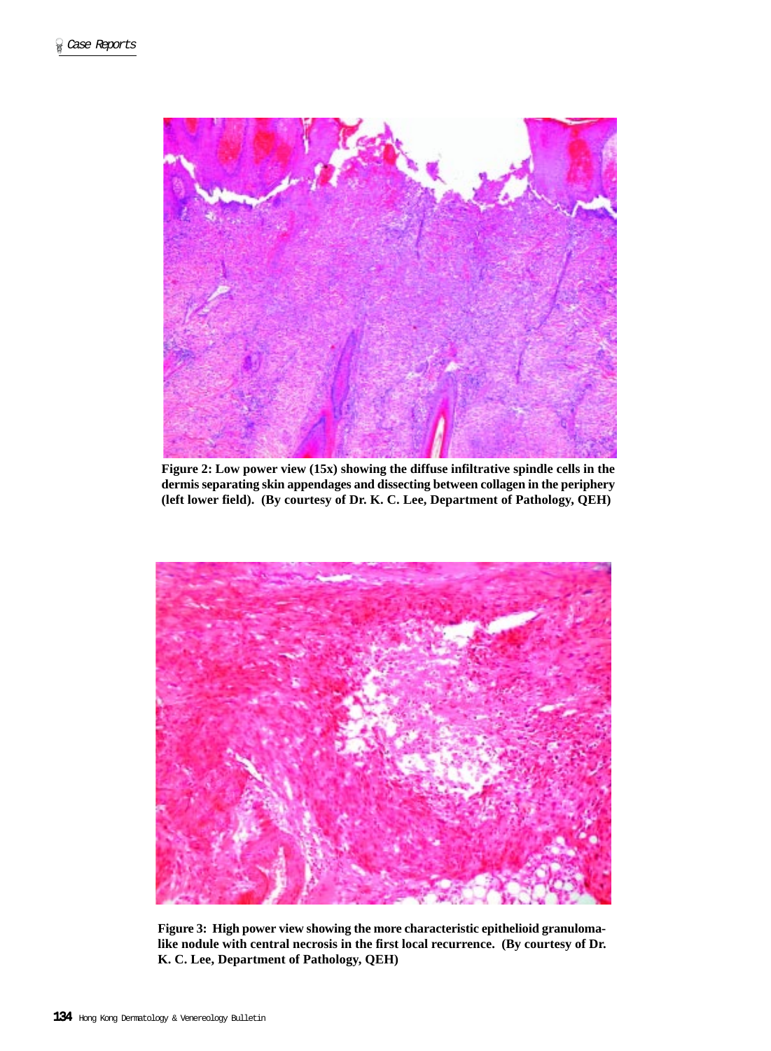**Figure 2: Low power view (15x) showing the diffuse infiltrative spindle cells in the dermis separating skin appendages and dissecting between collagen in the periphery (left lower field). (By courtesy of Dr. K. C. Lee, Department of Pathology, QEH)**

**Figure 3: High power view showing the more characteristic epithelioid granuloma-like nodule with central necrosis in the first local recurrence. (By courtesy of Dr. K. C. Lee, Department of Pathology, QEH)**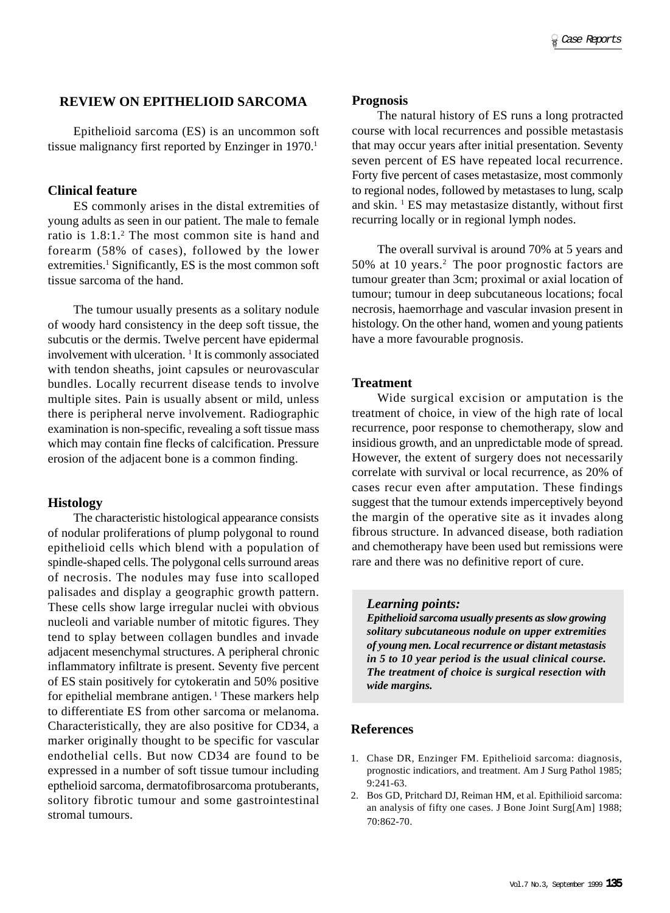## REVIEW ON EPITHELIOID SARCOMA

Epithelioid sarcoma (ES) is an uncommon soft tissue malignancy first reported by Enzinger in 1970.[1]

### Clinical feature

ES commonly arises in the distal extremities of young adults as seen in our patient. The male to female ratio is 1.8:1.[2] The most common site is hand and forearm (58% of cases), followed by the lower extremities.[1] Significantly, ES is the most common soft tissue sarcoma of the hand.

The tumour usually presents as a solitary nodule of woody hard consistency in the deep soft tissue, the subcutis or the dermis. Twelve percent have epidermal involvement with ulceration.[1] It is commonly associated with tendon sheaths, joint capsules or neurovascular bundles. Locally recurrent disease tends to involve multiple sites. Pain is usually absent or mild, unless there is peripheral nerve involvement. Radiographic examination is non-specific, revealing a soft tissue mass which may contain fine flecks of calcification. Pressure erosion of the adjacent bone is a common finding.

### Histology

The characteristic histological appearance consists of nodular proliferations of plump polygonal to round epithelioid cells which blend with a population of spindle-shaped cells. The polygonal cells surround areas of necrosis. The nodules may fuse into scalloped palisades and display a geographic growth pattern. These cells show large irregular nuclei with obvious nucleoli and variable number of mitotic figures. They tend to splay between collagen bundles and invade adjacent mesenchymal structures. A peripheral chronic inflammatory infiltrate is present. Seventy five percent of ES stain positively for cytokeratin and 50% positive for epithelial membrane antigen.[1] These markers help to differentiate ES from other sarcoma or melanoma. Characteristically, they are also positive for CD34, a marker originally thought to be specific for vascular endothelial cells. But now CD34 are found to be expressed in a number of soft tissue tumour including epthelioid sarcoma, dermatofibrosarcoma protuberants, solitory fibrotic tumour and some gastrointestinal stromal tumours.

### Prognosis

The natural history of ES runs a long protracted course with local recurrences and possible metastasis that may occur years after initial presentation. Seventy seven percent of ES have repeated local recurrence. Forty five percent of cases metastasize, most commonly to regional nodes, followed by metastases to lung, scalp and skin.[1] ES may metastasize distantly, without first recurring locally or in regional lymph nodes.

The overall survival is around 70% at 5 years and 50% at 10 years.[2] The poor prognostic factors are tumour greater than 3cm; proximal or axial location of tumour; tumour in deep subcutaneous locations; focal necrosis, haemorrhage and vascular invasion present in histology. On the other hand, women and young patients have a more favourable prognosis.

### Treatment

Wide surgical excision or amputation is the treatment of choice, in view of the high rate of local recurrence, poor response to chemotherapy, slow and insidious growth, and an unpredictable mode of spread. However, the extent of surgery does not necessarily correlate with survival or local recurrence, as 20% of cases recur even after amputation. These findings suggest that the tumour extends imperceptively beyond the margin of the operative site as it invades along fibrous structure. In advanced disease, both radiation and chemotherapy have been used but remissions were rare and there was no definitive report of cure.

> ***Learning points:***
> ***Epithelioid sarcoma usually presents as slow growing solitary subcutaneous nodule on upper extremities of young men. Local recurrence or distant metastasis in 5 to 10 year period is the usual clinical course. The treatment of choice is surgical resection with wide margins.***

### References

1. Chase DR, Enzinger FM. Epithelioid sarcoma: diagnosis, prognostic indicatiors, and treatment. Am J Surg Pathol 1985; 9:241-63.
2. Bos GD, Pritchard DJ, Reiman HM, et al. Epithilioid sarcoma: an analysis of fifty one cases. J Bone Joint Surg[Am] 1988; 70:862-70.